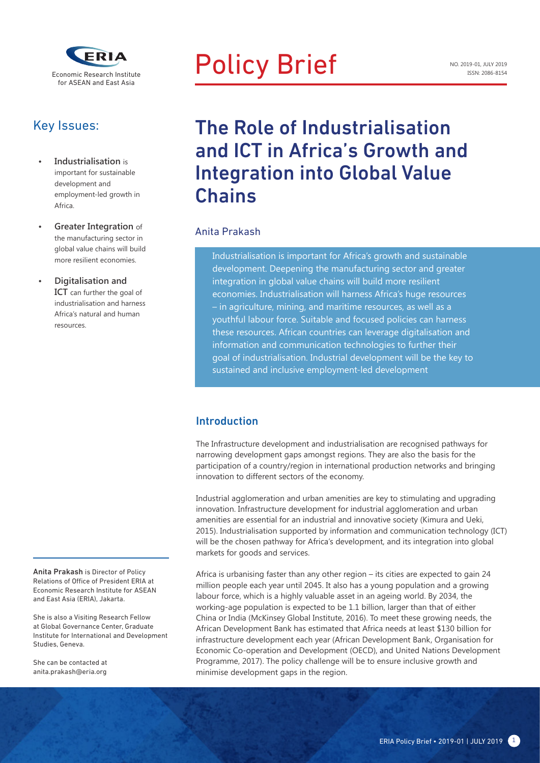Economic Research Institute for ASEAN and East Asia

# Policy Brief

NO. 2019-01, JULY 2019
ISSN: 2086-8154

## Key Issues:

- **Industrialisation** is important for sustainable development and employment-led growth in Africa.
- **Greater Integration** of the manufacturing sector in global value chains will build more resilient economies.
- **Digitalisation and ICT** can further the goal of industrialisation and harness Africa's natural and human resources.

# The Role of Industrialisation and ICT in Africa's Growth and Integration into Global Value Chains

Anita Prakash

Industrialisation is important for Africa's growth and sustainable development. Deepening the manufacturing sector and greater integration in global value chains will build more resilient economies. Industrialisation will harness Africa's huge resources – in agriculture, mining, and maritime resources, as well as a youthful labour force. Suitable and focused policies can harness these resources. African countries can leverage digitalisation and information and communication technologies to further their goal of industrialisation. Industrial development will be the key to sustained and inclusive employment-led development

## Introduction

The Infrastructure development and industrialisation are recognised pathways for narrowing development gaps amongst regions. They are also the basis for the participation of a country/region in international production networks and bringing innovation to different sectors of the economy.

Industrial agglomeration and urban amenities are key to stimulating and upgrading innovation. Infrastructure development for industrial agglomeration and urban amenities are essential for an industrial and innovative society (Kimura and Ueki, 2015). Industrialisation supported by information and communication technology (ICT) will be the chosen pathway for Africa's development, and its integration into global markets for goods and services.

Africa is urbanising faster than any other region – its cities are expected to gain 24 million people each year until 2045. It also has a young population and a growing labour force, which is a highly valuable asset in an ageing world. By 2034, the working-age population is expected to be 1.1 billion, larger than that of either China or India (McKinsey Global Institute, 2016). To meet these growing needs, the African Development Bank has estimated that Africa needs at least $130 billion for infrastructure development each year (African Development Bank, Organisation for Economic Co-operation and Development (OECD), and United Nations Development Programme, 2017). The policy challenge will be to ensure inclusive growth and minimise development gaps in the region.

**Anita Prakash** is Director of Policy Relations of Office of President ERIA at Economic Research Institute for ASEAN and East Asia (ERIA), Jakarta.

She is also a Visiting Research Fellow at Global Governance Center, Graduate Institute for International and Development Studies, Geneva.

She can be contacted at anita.prakash@eria.org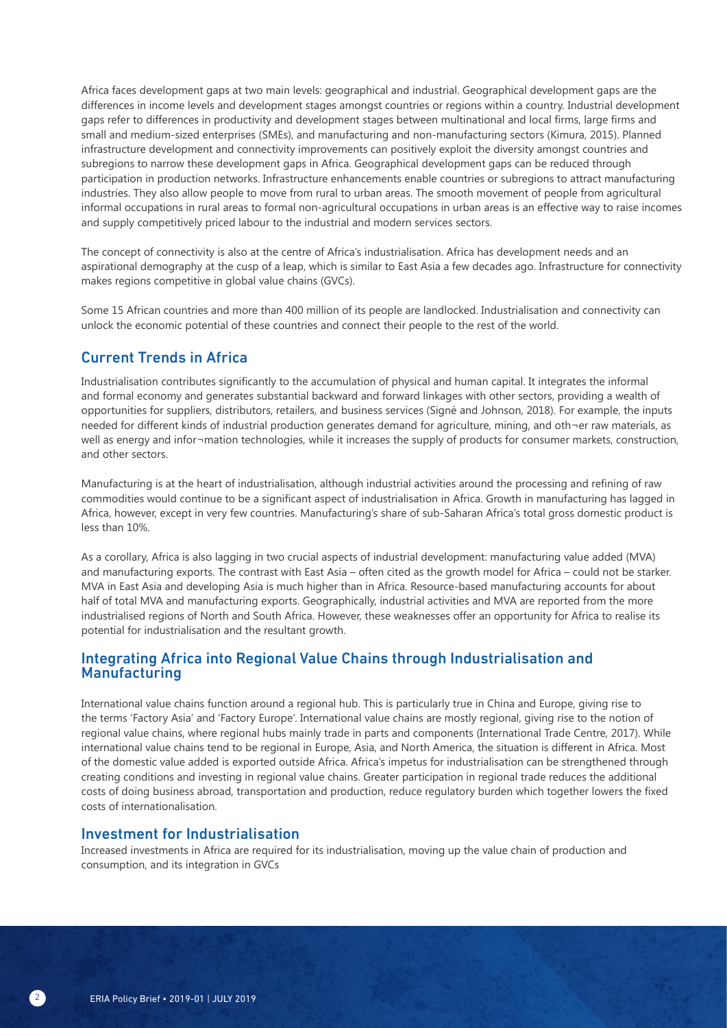Africa faces development gaps at two main levels: geographical and industrial. Geographical development gaps are the differences in income levels and development stages amongst countries or regions within a country. Industrial development gaps refer to differences in productivity and development stages between multinational and local firms, large firms and small and medium-sized enterprises (SMEs), and manufacturing and non-manufacturing sectors (Kimura, 2015). Planned infrastructure development and connectivity improvements can positively exploit the diversity amongst countries and subregions to narrow these development gaps in Africa. Geographical development gaps can be reduced through participation in production networks. Infrastructure enhancements enable countries or subregions to attract manufacturing industries. They also allow people to move from rural to urban areas. The smooth movement of people from agricultural informal occupations in rural areas to formal non-agricultural occupations in urban areas is an effective way to raise incomes and supply competitively priced labour to the industrial and modern services sectors.

The concept of connectivity is also at the centre of Africa's industrialisation. Africa has development needs and an aspirational demography at the cusp of a leap, which is similar to East Asia a few decades ago. Infrastructure for connectivity makes regions competitive in global value chains (GVCs).

Some 15 African countries and more than 400 million of its people are landlocked. Industrialisation and connectivity can unlock the economic potential of these countries and connect their people to the rest of the world.

## Current Trends in Africa

Industrialisation contributes significantly to the accumulation of physical and human capital. It integrates the informal and formal economy and generates substantial backward and forward linkages with other sectors, providing a wealth of opportunities for suppliers, distributors, retailers, and business services (Signé and Johnson, 2018). For example, the inputs needed for different kinds of industrial production generates demand for agriculture, mining, and oth¬er raw materials, as well as energy and infor¬mation technologies, while it increases the supply of products for consumer markets, construction, and other sectors.

Manufacturing is at the heart of industrialisation, although industrial activities around the processing and refining of raw commodities would continue to be a significant aspect of industrialisation in Africa. Growth in manufacturing has lagged in Africa, however, except in very few countries. Manufacturing's share of sub-Saharan Africa's total gross domestic product is less than 10%.

As a corollary, Africa is also lagging in two crucial aspects of industrial development: manufacturing value added (MVA) and manufacturing exports. The contrast with East Asia – often cited as the growth model for Africa – could not be starker. MVA in East Asia and developing Asia is much higher than in Africa. Resource-based manufacturing accounts for about half of total MVA and manufacturing exports. Geographically, industrial activities and MVA are reported from the more industrialised regions of North and South Africa. However, these weaknesses offer an opportunity for Africa to realise its potential for industrialisation and the resultant growth.

## Integrating Africa into Regional Value Chains through Industrialisation and Manufacturing

International value chains function around a regional hub. This is particularly true in China and Europe, giving rise to the terms 'Factory Asia' and 'Factory Europe'. International value chains are mostly regional, giving rise to the notion of regional value chains, where regional hubs mainly trade in parts and components (International Trade Centre, 2017). While international value chains tend to be regional in Europe, Asia, and North America, the situation is different in Africa. Most of the domestic value added is exported outside Africa. Africa's impetus for industrialisation can be strengthened through creating conditions and investing in regional value chains. Greater participation in regional trade reduces the additional costs of doing business abroad, transportation and production, reduce regulatory burden which together lowers the fixed costs of internationalisation.

## Investment for Industrialisation

Increased investments in Africa are required for its industrialisation, moving up the value chain of production and consumption, and its integration in GVCs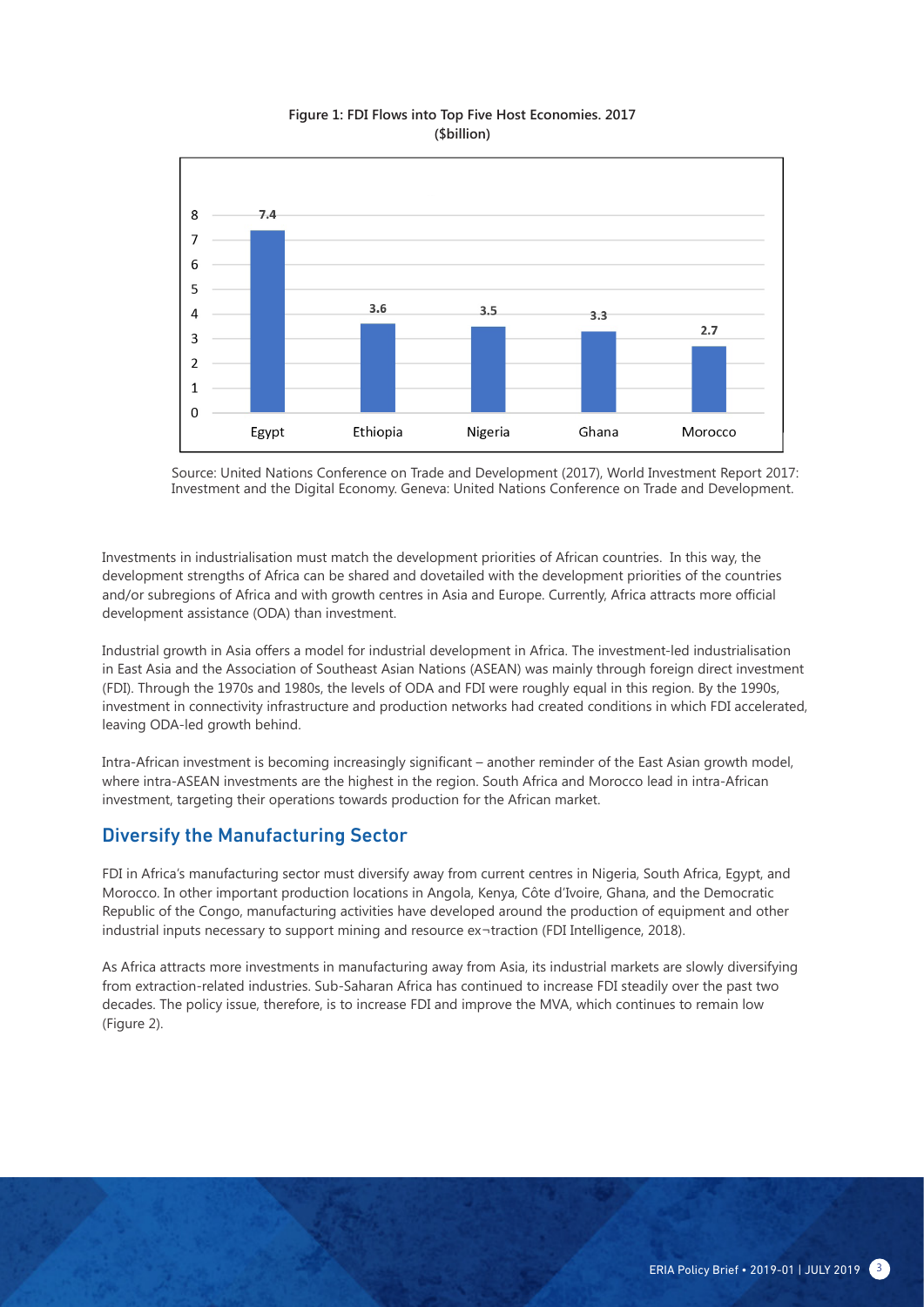**Figure 1: FDI Flows into Top Five Host Economies. 2017 ($billion)**

| Country | FDI Flows ($billion) |
| --- | --- |
| Egypt | 7.4 |
| Ethiopia | 3.6 |
| Nigeria | 3.5 |
| Ghana | 3.3 |
| Morocco | 2.7 |

Source: United Nations Conference on Trade and Development (2017), World Investment Report 2017: Investment and the Digital Economy. Geneva: United Nations Conference on Trade and Development.

Investments in industrialisation must match the development priorities of African countries. In this way, the development strengths of Africa can be shared and dovetailed with the development priorities of the countries and/or subregions of Africa and with growth centres in Asia and Europe. Currently, Africa attracts more official development assistance (ODA) than investment.

Industrial growth in Asia offers a model for industrial development in Africa. The investment-led industrialisation in East Asia and the Association of Southeast Asian Nations (ASEAN) was mainly through foreign direct investment (FDI). Through the 1970s and 1980s, the levels of ODA and FDI were roughly equal in this region. By the 1990s, investment in connectivity infrastructure and production networks had created conditions in which FDI accelerated, leaving ODA-led growth behind.

Intra-African investment is becoming increasingly significant – another reminder of the East Asian growth model, where intra-ASEAN investments are the highest in the region. South Africa and Morocco lead in intra-African investment, targeting their operations towards production for the African market.

## Diversify the Manufacturing Sector

FDI in Africa's manufacturing sector must diversify away from current centres in Nigeria, South Africa, Egypt, and Morocco. In other important production locations in Angola, Kenya, Côte d'Ivoire, Ghana, and the Democratic Republic of the Congo, manufacturing activities have developed around the production of equipment and other industrial inputs necessary to support mining and resource ex¬traction (FDI Intelligence, 2018).

As Africa attracts more investments in manufacturing away from Asia, its industrial markets are slowly diversifying from extraction-related industries. Sub-Saharan Africa has continued to increase FDI steadily over the past two decades. The policy issue, therefore, is to increase FDI and improve the MVA, which continues to remain low (Figure 2).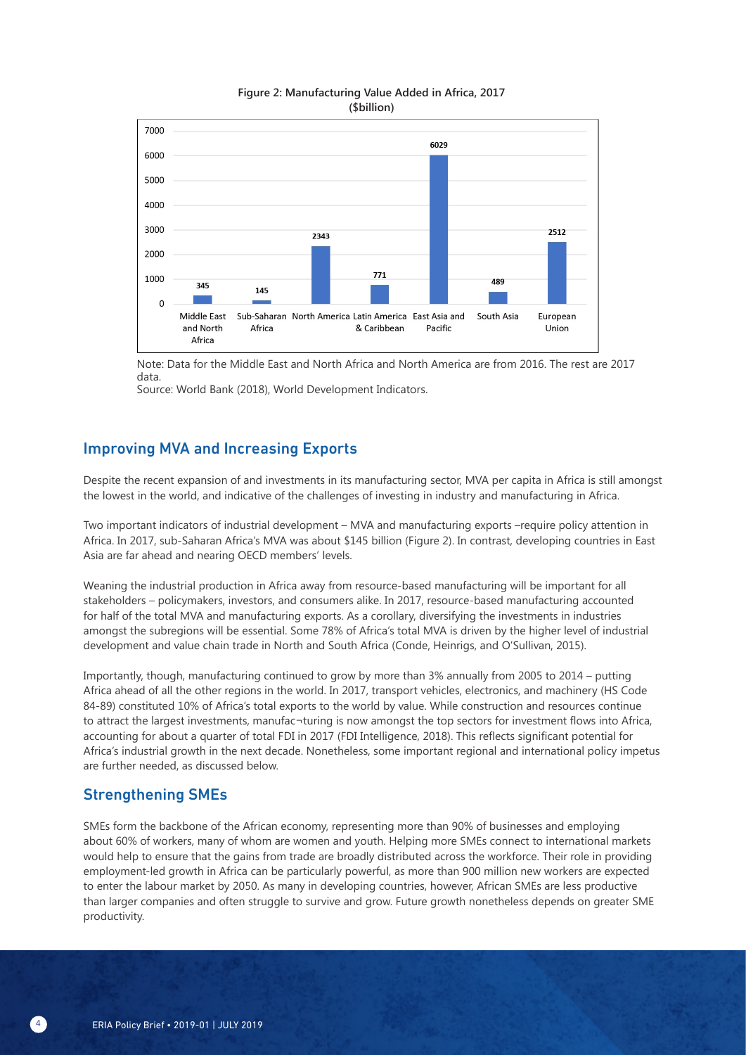**Figure 2: Manufacturing Value Added in Africa, 2017 ($billion)**

| Region | Value |
| --- | --- |
| Middle East and North Africa | 345 |
| Sub-Saharan Africa | 145 |
| North America | 2343 |
| Latin America & Caribbean | 771 |
| East Asia and Pacific | 6029 |
| South Asia | 489 |
| European Union | 2512 |

Note: Data for the Middle East and North Africa and North America are from 2016. The rest are 2017 data.

Source: World Bank (2018), World Development Indicators.

## Improving MVA and Increasing Exports

Despite the recent expansion of and investments in its manufacturing sector, MVA per capita in Africa is still amongst the lowest in the world, and indicative of the challenges of investing in industry and manufacturing in Africa.

Two important indicators of industrial development – MVA and manufacturing exports –require policy attention in Africa. In 2017, sub-Saharan Africa's MVA was about $145 billion (Figure 2). In contrast, developing countries in East Asia are far ahead and nearing OECD members' levels.

Weaning the industrial production in Africa away from resource-based manufacturing will be important for all stakeholders – policymakers, investors, and consumers alike. In 2017, resource-based manufacturing accounted for half of the total MVA and manufacturing exports. As a corollary, diversifying the investments in industries amongst the subregions will be essential. Some 78% of Africa's total MVA is driven by the higher level of industrial development and value chain trade in North and South Africa (Conde, Heinrigs, and O'Sullivan, 2015).

Importantly, though, manufacturing continued to grow by more than 3% annually from 2005 to 2014 – putting Africa ahead of all the other regions in the world. In 2017, transport vehicles, electronics, and machinery (HS Code 84-89) constituted 10% of Africa's total exports to the world by value. While construction and resources continue to attract the largest investments, manufac¬turing is now amongst the top sectors for investment flows into Africa, accounting for about a quarter of total FDI in 2017 (FDI Intelligence, 2018). This reflects significant potential for Africa's industrial growth in the next decade. Nonetheless, some important regional and international policy impetus are further needed, as discussed below.

## Strengthening SMEs

SMEs form the backbone of the African economy, representing more than 90% of businesses and employing about 60% of workers, many of whom are women and youth. Helping more SMEs connect to international markets would help to ensure that the gains from trade are broadly distributed across the workforce. Their role in providing employment-led growth in Africa can be particularly powerful, as more than 900 million new workers are expected to enter the labour market by 2050. As many in developing countries, however, African SMEs are less productive than larger companies and often struggle to survive and grow. Future growth nonetheless depends on greater SME productivity.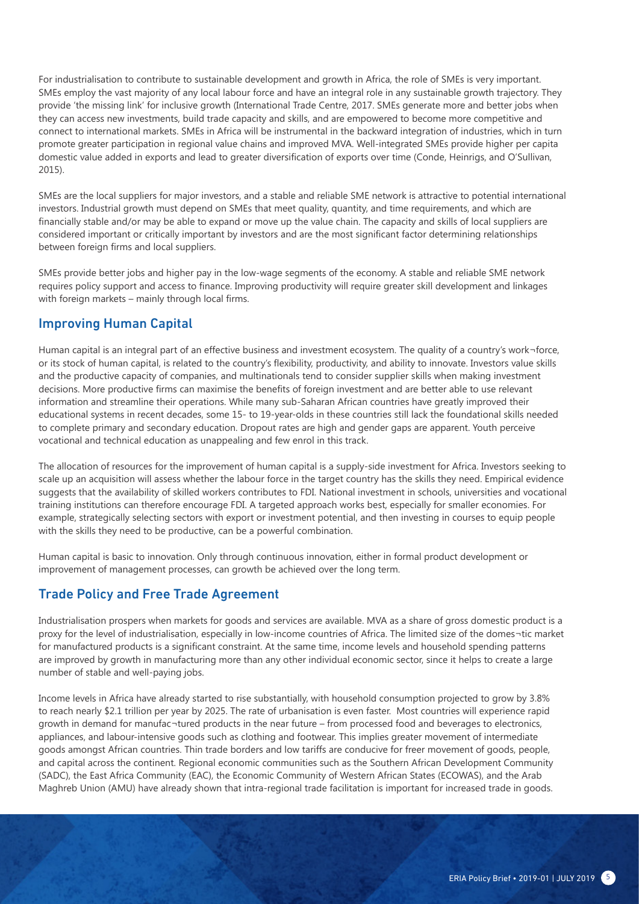For industrialisation to contribute to sustainable development and growth in Africa, the role of SMEs is very important. SMEs employ the vast majority of any local labour force and have an integral role in any sustainable growth trajectory. They provide 'the missing link' for inclusive growth (International Trade Centre, 2017. SMEs generate more and better jobs when they can access new investments, build trade capacity and skills, and are empowered to become more competitive and connect to international markets. SMEs in Africa will be instrumental in the backward integration of industries, which in turn promote greater participation in regional value chains and improved MVA. Well-integrated SMEs provide higher per capita domestic value added in exports and lead to greater diversification of exports over time (Conde, Heinrigs, and O'Sullivan, 2015).

SMEs are the local suppliers for major investors, and a stable and reliable SME network is attractive to potential international investors. Industrial growth must depend on SMEs that meet quality, quantity, and time requirements, and which are financially stable and/or may be able to expand or move up the value chain. The capacity and skills of local suppliers are considered important or critically important by investors and are the most significant factor determining relationships between foreign firms and local suppliers.

SMEs provide better jobs and higher pay in the low-wage segments of the economy. A stable and reliable SME network requires policy support and access to finance. Improving productivity will require greater skill development and linkages with foreign markets – mainly through local firms.

## Improving Human Capital

Human capital is an integral part of an effective business and investment ecosystem. The quality of a country's work¬force, or its stock of human capital, is related to the country's flexibility, productivity, and ability to innovate. Investors value skills and the productive capacity of companies, and multinationals tend to consider supplier skills when making investment decisions. More productive firms can maximise the benefits of foreign investment and are better able to use relevant information and streamline their operations. While many sub-Saharan African countries have greatly improved their educational systems in recent decades, some 15- to 19-year-olds in these countries still lack the foundational skills needed to complete primary and secondary education. Dropout rates are high and gender gaps are apparent. Youth perceive vocational and technical education as unappealing and few enrol in this track.

The allocation of resources for the improvement of human capital is a supply-side investment for Africa. Investors seeking to scale up an acquisition will assess whether the labour force in the target country has the skills they need. Empirical evidence suggests that the availability of skilled workers contributes to FDI. National investment in schools, universities and vocational training institutions can therefore encourage FDI. A targeted approach works best, especially for smaller economies. For example, strategically selecting sectors with export or investment potential, and then investing in courses to equip people with the skills they need to be productive, can be a powerful combination.

Human capital is basic to innovation. Only through continuous innovation, either in formal product development or improvement of management processes, can growth be achieved over the long term.

## Trade Policy and Free Trade Agreement

Industrialisation prospers when markets for goods and services are available. MVA as a share of gross domestic product is a proxy for the level of industrialisation, especially in low-income countries of Africa. The limited size of the domes¬tic market for manufactured products is a significant constraint. At the same time, income levels and household spending patterns are improved by growth in manufacturing more than any other individual economic sector, since it helps to create a large number of stable and well-paying jobs.

Income levels in Africa have already started to rise substantially, with household consumption projected to grow by 3.8% to reach nearly $2.1 trillion per year by 2025. The rate of urbanisation is even faster. Most countries will experience rapid growth in demand for manufac¬tured products in the near future – from processed food and beverages to electronics, appliances, and labour-intensive goods such as clothing and footwear. This implies greater movement of intermediate goods amongst African countries. Thin trade borders and low tariffs are conducive for freer movement of goods, people, and capital across the continent. Regional economic communities such as the Southern African Development Community (SADC), the East Africa Community (EAC), the Economic Community of Western African States (ECOWAS), and the Arab Maghreb Union (AMU) have already shown that intra-regional trade facilitation is important for increased trade in goods.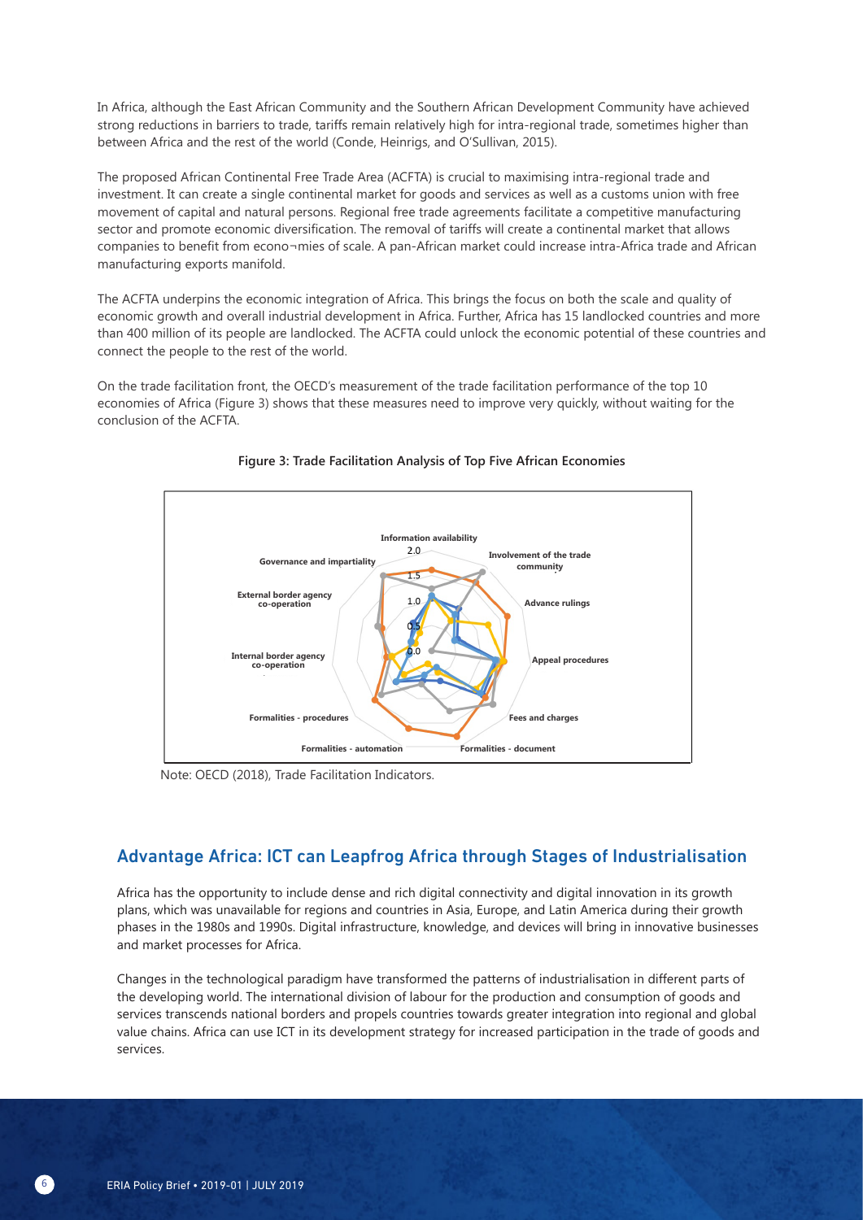In Africa, although the East African Community and the Southern African Development Community have achieved strong reductions in barriers to trade, tariffs remain relatively high for intra-regional trade, sometimes higher than between Africa and the rest of the world (Conde, Heinrigs, and O'Sullivan, 2015).

The proposed African Continental Free Trade Area (ACFTA) is crucial to maximising intra-regional trade and investment. It can create a single continental market for goods and services as well as a customs union with free movement of capital and natural persons. Regional free trade agreements facilitate a competitive manufacturing sector and promote economic diversification. The removal of tariffs will create a continental market that allows companies to benefit from econo¬mies of scale. A pan-African market could increase intra-Africa trade and African manufacturing exports manifold.

The ACFTA underpins the economic integration of Africa. This brings the focus on both the scale and quality of economic growth and overall industrial development in Africa. Further, Africa has 15 landlocked countries and more than 400 million of its people are landlocked. The ACFTA could unlock the economic potential of these countries and connect the people to the rest of the world.

On the trade facilitation front, the OECD's measurement of the trade facilitation performance of the top 10 economies of Africa (Figure 3) shows that these measures need to improve very quickly, without waiting for the conclusion of the ACFTA.

**Figure 3: Trade Facilitation Analysis of Top Five African Economies**

Note: OECD (2018), Trade Facilitation Indicators.

## Advantage Africa: ICT can Leapfrog Africa through Stages of Industrialisation

Africa has the opportunity to include dense and rich digital connectivity and digital innovation in its growth plans, which was unavailable for regions and countries in Asia, Europe, and Latin America during their growth phases in the 1980s and 1990s. Digital infrastructure, knowledge, and devices will bring in innovative businesses and market processes for Africa.

Changes in the technological paradigm have transformed the patterns of industrialisation in different parts of the developing world. The international division of labour for the production and consumption of goods and services transcends national borders and propels countries towards greater integration into regional and global value chains. Africa can use ICT in its development strategy for increased participation in the trade of goods and services.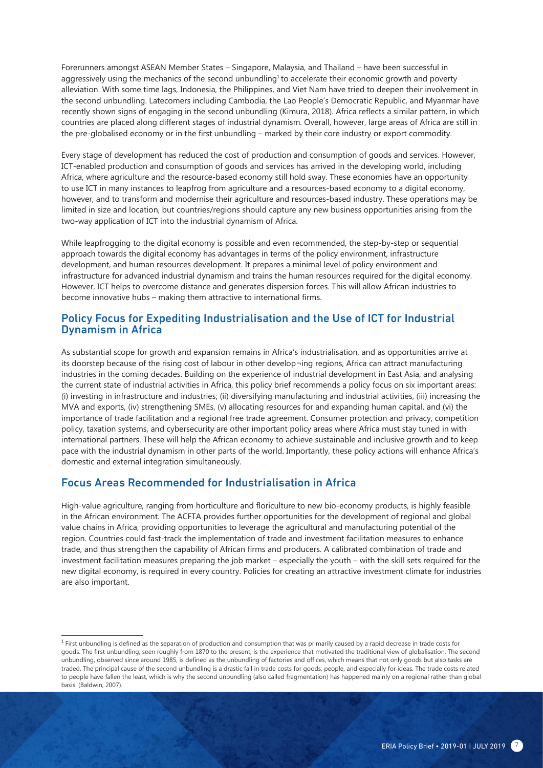Forerunners amongst ASEAN Member States – Singapore, Malaysia, and Thailand – have been successful in aggressively using the mechanics of the second unbundling[1] to accelerate their economic growth and poverty alleviation. With some time lags, Indonesia, the Philippines, and Viet Nam have tried to deepen their involvement in the second unbundling. Latecomers including Cambodia, the Lao People's Democratic Republic, and Myanmar have recently shown signs of engaging in the second unbundling (Kimura, 2018). Africa reflects a similar pattern, in which countries are placed along different stages of industrial dynamism. Overall, however, large areas of Africa are still in the pre-globalised economy or in the first unbundling – marked by their core industry or export commodity.

Every stage of development has reduced the cost of production and consumption of goods and services. However, ICT-enabled production and consumption of goods and services has arrived in the developing world, including Africa, where agriculture and the resource-based economy still hold sway. These economies have an opportunity to use ICT in many instances to leapfrog from agriculture and a resources-based economy to a digital economy, however, and to transform and modernise their agriculture and resources-based industry. These operations may be limited in size and location, but countries/regions should capture any new business opportunities arising from the two-way application of ICT into the industrial dynamism of Africa.

While leapfrogging to the digital economy is possible and even recommended, the step-by-step or sequential approach towards the digital economy has advantages in terms of the policy environment, infrastructure development, and human resources development. It prepares a minimal level of policy environment and infrastructure for advanced industrial dynamism and trains the human resources required for the digital economy. However, ICT helps to overcome distance and generates dispersion forces. This will allow African industries to become innovative hubs – making them attractive to international firms.

## Policy Focus for Expediting Industrialisation and the Use of ICT for Industrial Dynamism in Africa

As substantial scope for growth and expansion remains in Africa's industrialisation, and as opportunities arrive at its doorstep because of the rising cost of labour in other develop¬ing regions, Africa can attract manufacturing industries in the coming decades. Building on the experience of industrial development in East Asia, and analysing the current state of industrial activities in Africa, this policy brief recommends a policy focus on six important areas: (i) investing in infrastructure and industries; (ii) diversifying manufacturing and industrial activities, (iii) increasing the MVA and exports, (iv) strengthening SMEs, (v) allocating resources for and expanding human capital, and (vi) the importance of trade facilitation and a regional free trade agreement. Consumer protection and privacy, competition policy, taxation systems, and cybersecurity are other important policy areas where Africa must stay tuned in with international partners. These will help the African economy to achieve sustainable and inclusive growth and to keep pace with the industrial dynamism in other parts of the world. Importantly, these policy actions will enhance Africa's domestic and external integration simultaneously.

## Focus Areas Recommended for Industrialisation in Africa

High-value agriculture, ranging from horticulture and floriculture to new bio-economy products, is highly feasible in the African environment. The ACFTA provides further opportunities for the development of regional and global value chains in Africa, providing opportunities to leverage the agricultural and manufacturing potential of the region. Countries could fast-track the implementation of trade and investment facilitation measures to enhance trade, and thus strengthen the capability of African firms and producers. A calibrated combination of trade and investment facilitation measures preparing the job market – especially the youth – with the skill sets required for the new digital economy, is required in every country. Policies for creating an attractive investment climate for industries are also important.

---

[1] First unbundling is defined as the separation of production and consumption that was primarily caused by a rapid decrease in trade costs for goods. The first unbundling, seen roughly from 1870 to the present, is the experience that motivated the traditional view of globalisation. The second unbundling, observed since around 1985, is defined as the unbundling of factories and offices, which means that not only goods but also tasks are traded. The principal cause of the second unbundling is a drastic fall in trade costs for goods, people, and especially for ideas. The trade costs related to people have fallen the least, which is why the second unbundling (also called fragmentation) has happened mainly on a regional rather than global basis. (Baldwin, 2007).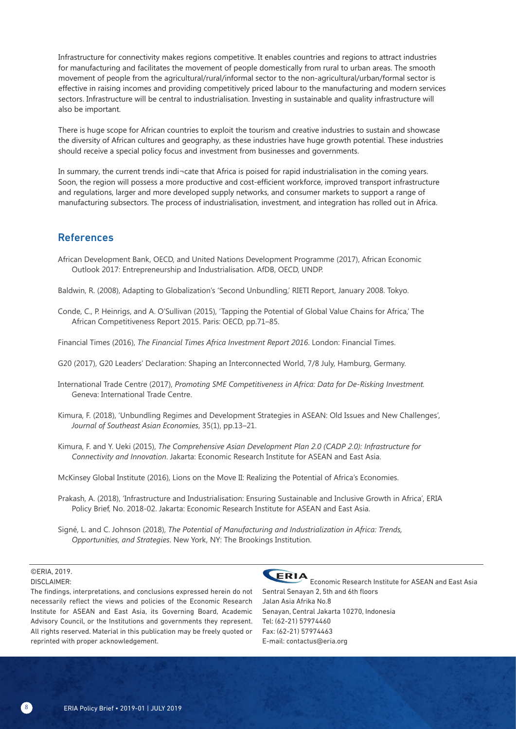Infrastructure for connectivity makes regions competitive. It enables countries and regions to attract industries for manufacturing and facilitates the movement of people domestically from rural to urban areas. The smooth movement of people from the agricultural/rural/informal sector to the non-agricultural/urban/formal sector is effective in raising incomes and providing competitively priced labour to the manufacturing and modern services sectors. Infrastructure will be central to industrialisation. Investing in sustainable and quality infrastructure will also be important.

There is huge scope for African countries to exploit the tourism and creative industries to sustain and showcase the diversity of African cultures and geography, as these industries have huge growth potential. These industries should receive a special policy focus and investment from businesses and governments.

In summary, the current trends indi¬cate that Africa is poised for rapid industrialisation in the coming years. Soon, the region will possess a more productive and cost-efficient workforce, improved transport infrastructure and regulations, larger and more developed supply networks, and consumer markets to support a range of manufacturing subsectors. The process of industrialisation, investment, and integration has rolled out in Africa.

## References

African Development Bank, OECD, and United Nations Development Programme (2017), African Economic Outlook 2017: Entrepreneurship and Industrialisation. AfDB, OECD, UNDP.

Baldwin, R. (2008), Adapting to Globalization's 'Second Unbundling,' RIETI Report, January 2008. Tokyo.

Conde, C., P. Heinrigs, and A. O'Sullivan (2015), 'Tapping the Potential of Global Value Chains for Africa,' The African Competitiveness Report 2015. Paris: OECD, pp.71–85.

Financial Times (2016), *The Financial Times Africa Investment Report 2016*. London: Financial Times.

G20 (2017), G20 Leaders' Declaration: Shaping an Interconnected World, 7/8 July, Hamburg, Germany.

International Trade Centre (2017), *Promoting SME Competitiveness in Africa: Data for De-Risking Investment.* Geneva: International Trade Centre.

Kimura, F. (2018), 'Unbundling Regimes and Development Strategies in ASEAN: Old Issues and New Challenges', *Journal of Southeast Asian Economies*, 35(1), pp.13–21.

Kimura, F. and Y. Ueki (2015), *The Comprehensive Asian Development Plan 2.0 (CADP 2.0): Infrastructure for Connectivity and Innovation*. Jakarta: Economic Research Institute for ASEAN and East Asia.

McKinsey Global Institute (2016), Lions on the Move II: Realizing the Potential of Africa's Economies.

Prakash, A. (2018), 'Infrastructure and Industrialisation: Ensuring Sustainable and Inclusive Growth in Africa', ERIA Policy Brief, No. 2018-02. Jakarta: Economic Research Institute for ASEAN and East Asia.

Signé, L. and C. Johnson (2018), *The Potential of Manufacturing and Industrialization in Africa: Trends, Opportunities, and Strategies*. New York, NY: The Brookings Institution.

©ERIA, 2019.
DISCLAIMER:
The findings, interpretations, and conclusions expressed herein do not necessarily reflect the views and policies of the Economic Research Institute for ASEAN and East Asia, its Governing Board, Academic Advisory Council, or the Institutions and governments they represent. All rights reserved. Material in this publication may be freely quoted or reprinted with proper acknowledgement.

ERIA Economic Research Institute for ASEAN and East Asia
Sentral Senayan 2, 5th and 6th floors
Jalan Asia Afrika No.8
Senayan, Central Jakarta 10270, Indonesia
Tel: (62-21) 57974460
Fax: (62-21) 57974463
E-mail: contactus@eria.org